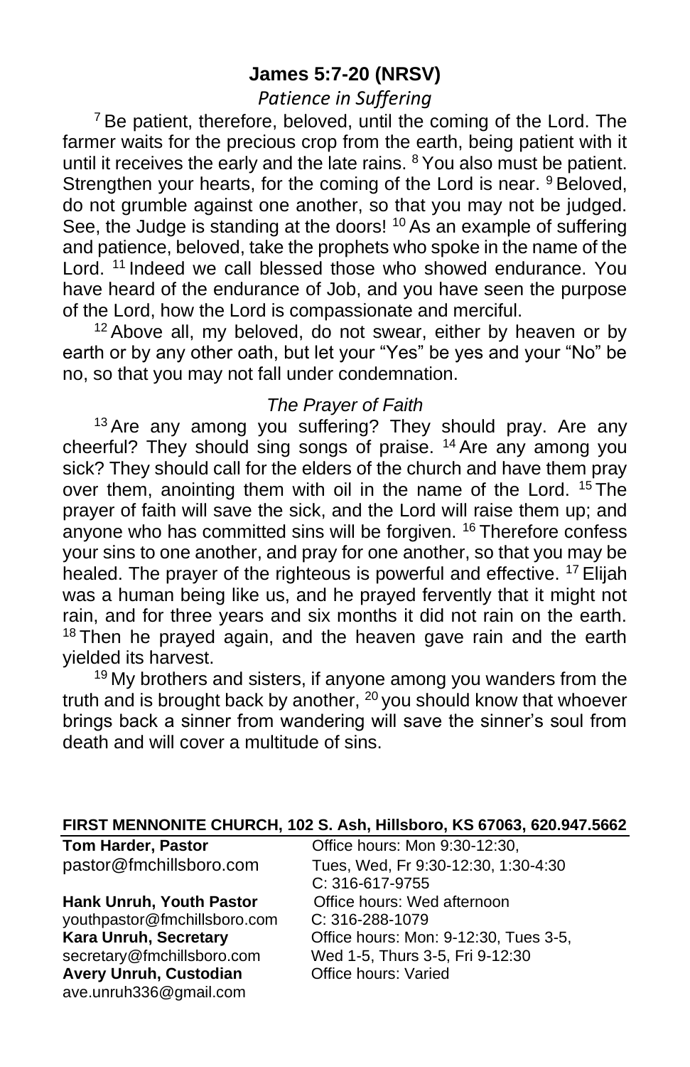# James 5:7-20 (NRSV)

## *Patience in Suffering*

[7] Be patient, therefore, beloved, until the coming of the Lord. The farmer waits for the precious crop from the earth, being patient with it until it receives the early and the late rains. [8] You also must be patient. Strengthen your hearts, for the coming of the Lord is near. [9] Beloved, do not grumble against one another, so that you may not be judged. See, the Judge is standing at the doors! [10] As an example of suffering and patience, beloved, take the prophets who spoke in the name of the Lord. [11] Indeed we call blessed those who showed endurance. You have heard of the endurance of Job, and you have seen the purpose of the Lord, how the Lord is compassionate and merciful.

[12] Above all, my beloved, do not swear, either by heaven or by earth or by any other oath, but let your "Yes" be yes and your "No" be no, so that you may not fall under condemnation.

## *The Prayer of Faith*

[13] Are any among you suffering? They should pray. Are any cheerful? They should sing songs of praise. [14] Are any among you sick? They should call for the elders of the church and have them pray over them, anointing them with oil in the name of the Lord. [15] The prayer of faith will save the sick, and the Lord will raise them up; and anyone who has committed sins will be forgiven. [16] Therefore confess your sins to one another, and pray for one another, so that you may be healed. The prayer of the righteous is powerful and effective. [17] Elijah was a human being like us, and he prayed fervently that it might not rain, and for three years and six months it did not rain on the earth. [18] Then he prayed again, and the heaven gave rain and the earth yielded its harvest.

[19] My brothers and sisters, if anyone among you wanders from the truth and is brought back by another, [20] you should know that whoever brings back a sinner from wandering will save the sinner's soul from death and will cover a multitude of sins.

**FIRST MENNONITE CHURCH, 102 S. Ash, Hillsboro, KS 67063, 620.947.5662**

**Tom Harder, Pastor**
pastor@fmchillsboro.com
Office hours: Mon 9:30-12:30, Tues, Wed, Fr 9:30-12:30, 1:30-4:30
C: 316-617-9755

**Hank Unruh, Youth Pastor**
youthpastor@fmchillsboro.com
Office hours: Wed afternoon
C: 316-288-1079

**Kara Unruh, Secretary**
secretary@fmchillsboro.com
Office hours: Mon: 9-12:30, Tues 3-5, Wed 1-5, Thurs 3-5, Fri 9-12:30

**Avery Unruh, Custodian**
ave.unruh336@gmail.com
Office hours: Varied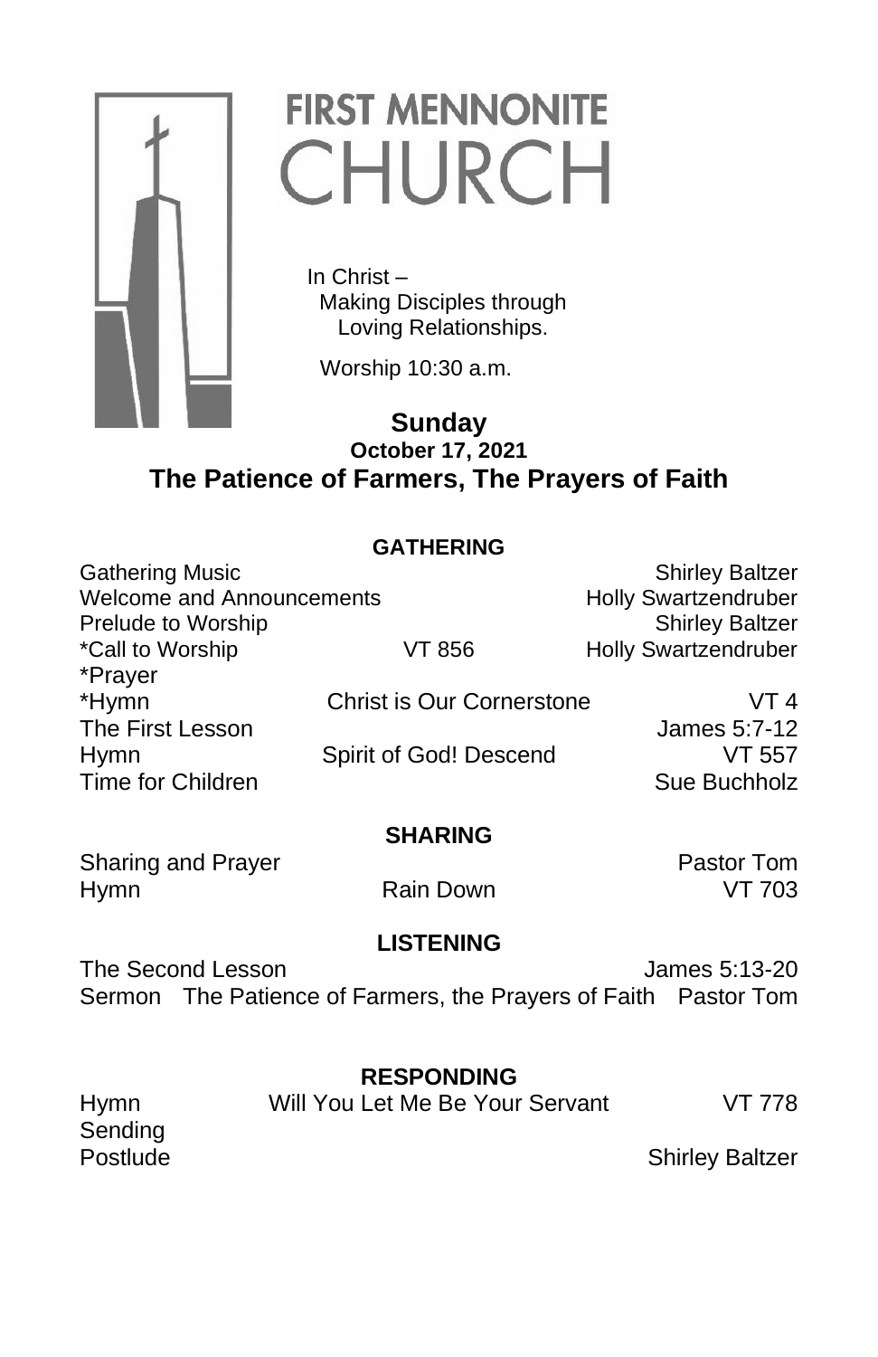# FIRST MENNONITE CHURCH

In Christ –
Making Disciples through
Loving Relationships.

Worship 10:30 a.m.

**Sunday**
**October 17, 2021**

## The Patience of Farmers, The Prayers of Faith

### GATHERING

| | | |
|---|---|---|
| Gathering Music | | Shirley Baltzer |
| Welcome and Announcements | | Holly Swartzendruber |
| Prelude to Worship | | Shirley Baltzer |
| *Call to Worship | VT 856 | Holly Swartzendruber |
| *Prayer | | |
| *Hymn | Christ is Our Cornerstone | VT 4 |
| The First Lesson | | James 5:7-12 |
| Hymn | Spirit of God! Descend | VT 557 |
| Time for Children | | Sue Buchholz |

### SHARING

| | | |
|---|---|---|
| Sharing and Prayer | | Pastor Tom |
| Hymn | Rain Down | VT 703 |

### LISTENING

| | | |
|---|---|---|
| The Second Lesson | | James 5:13-20 |
| Sermon | The Patience of Farmers, the Prayers of Faith | Pastor Tom |

### RESPONDING

| | | |
|---|---|---|
| Hymn | Will You Let Me Be Your Servant | VT 778 |
| Sending | | |
| Postlude | | Shirley Baltzer |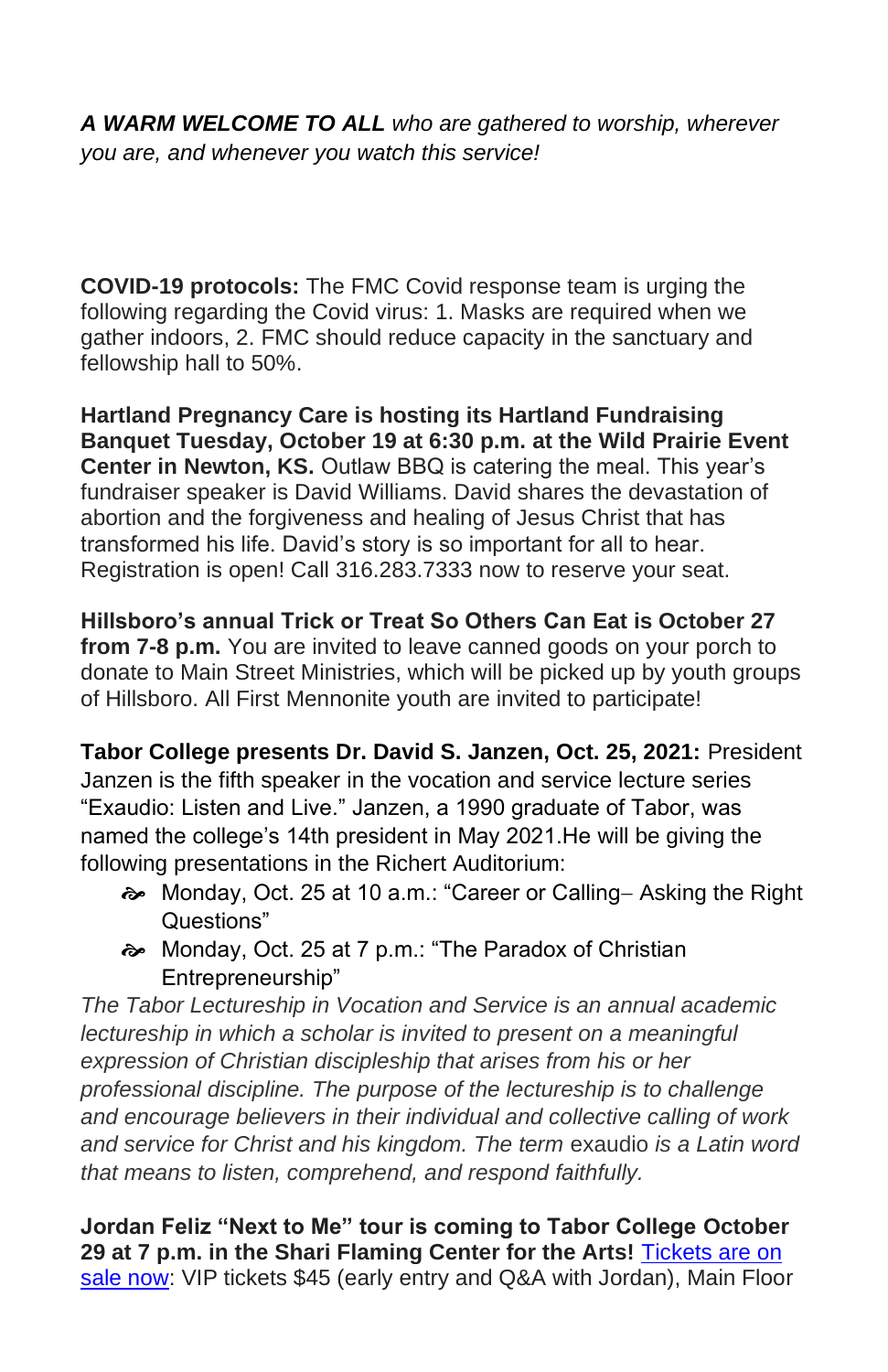***A WARM WELCOME TO ALL** who are gathered to worship, wherever you are, and whenever you watch this service!*

**COVID-19 protocols:** The FMC Covid response team is urging the following regarding the Covid virus: 1. Masks are required when we gather indoors, 2. FMC should reduce capacity in the sanctuary and fellowship hall to 50%.

**Hartland Pregnancy Care is hosting its Hartland Fundraising Banquet Tuesday, October 19 at 6:30 p.m. at the Wild Prairie Event Center in Newton, KS.** Outlaw BBQ is catering the meal. This year's fundraiser speaker is David Williams. David shares the devastation of abortion and the forgiveness and healing of Jesus Christ that has transformed his life. David's story is so important for all to hear. Registration is open! Call 316.283.7333 now to reserve your seat.

**Hillsboro's annual Trick or Treat So Others Can Eat is October 27 from 7-8 p.m.** You are invited to leave canned goods on your porch to donate to Main Street Ministries, which will be picked up by youth groups of Hillsboro. All First Mennonite youth are invited to participate!

**Tabor College presents Dr. David S. Janzen, Oct. 25, 2021:** President Janzen is the fifth speaker in the vocation and service lecture series "Exaudio: Listen and Live." Janzen, a 1990 graduate of Tabor, was named the college's 14th president in May 2021.He will be giving the following presentations in the Richert Auditorium:

- Monday, Oct. 25 at 10 a.m.: "Career or Calling– Asking the Right Questions"
- Monday, Oct. 25 at 7 p.m.: "The Paradox of Christian Entrepreneurship"

*The Tabor Lectureship in Vocation and Service is an annual academic lectureship in which a scholar is invited to present on a meaningful expression of Christian discipleship that arises from his or her professional discipline. The purpose of the lectureship is to challenge and encourage believers in their individual and collective calling of work and service for Christ and his kingdom. The term* exaudio *is a Latin word that means to listen, comprehend, and respond faithfully.*

**Jordan Feliz "Next to Me" tour is coming to Tabor College October 29 at 7 p.m. in the Shari Flaming Center for the Arts!** Tickets are on sale now: VIP tickets $45 (early entry and Q&A with Jordan), Main Floor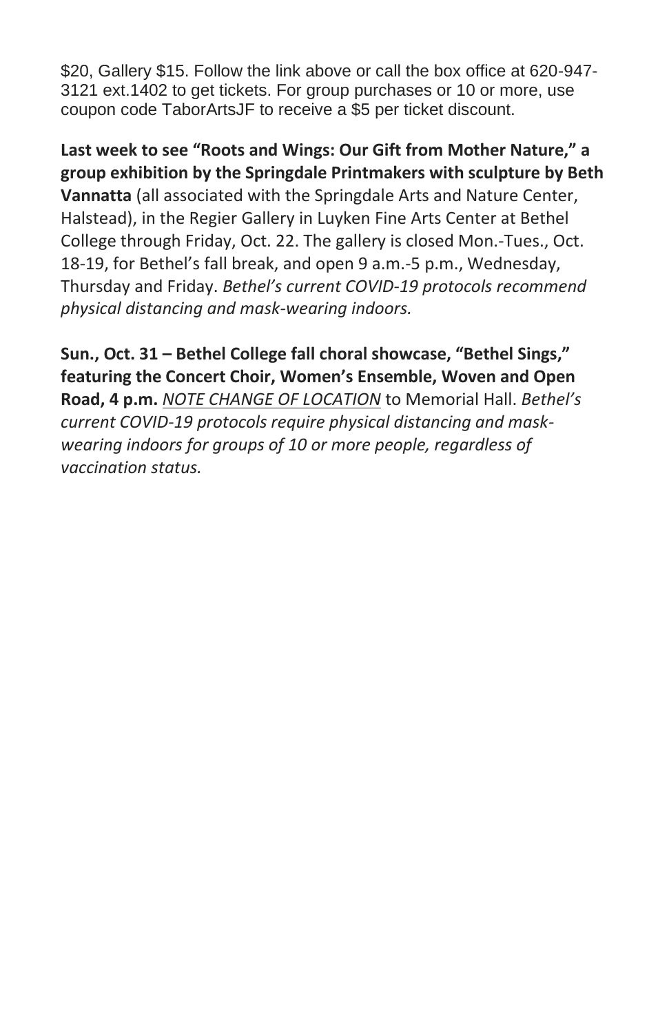$20, Gallery $15. Follow the link above or call the box office at 620-947-3121 ext.1402 to get tickets. For group purchases or 10 or more, use coupon code TaborArtsJF to receive a $5 per ticket discount.

**Last week to see "Roots and Wings: Our Gift from Mother Nature," a group exhibition by the Springdale Printmakers with sculpture by Beth Vannatta** (all associated with the Springdale Arts and Nature Center, Halstead), in the Regier Gallery in Luyken Fine Arts Center at Bethel College through Friday, Oct. 22. The gallery is closed Mon.-Tues., Oct. 18-19, for Bethel's fall break, and open 9 a.m.-5 p.m., Wednesday, Thursday and Friday. *Bethel's current COVID-19 protocols recommend physical distancing and mask-wearing indoors.*

**Sun., Oct. 31 – Bethel College fall choral showcase, "Bethel Sings," featuring the Concert Choir, Women's Ensemble, Woven and Open Road, 4 p.m.** *NOTE CHANGE OF LOCATION* to Memorial Hall. *Bethel's current COVID-19 protocols require physical distancing and mask-wearing indoors for groups of 10 or more people, regardless of vaccination status.*